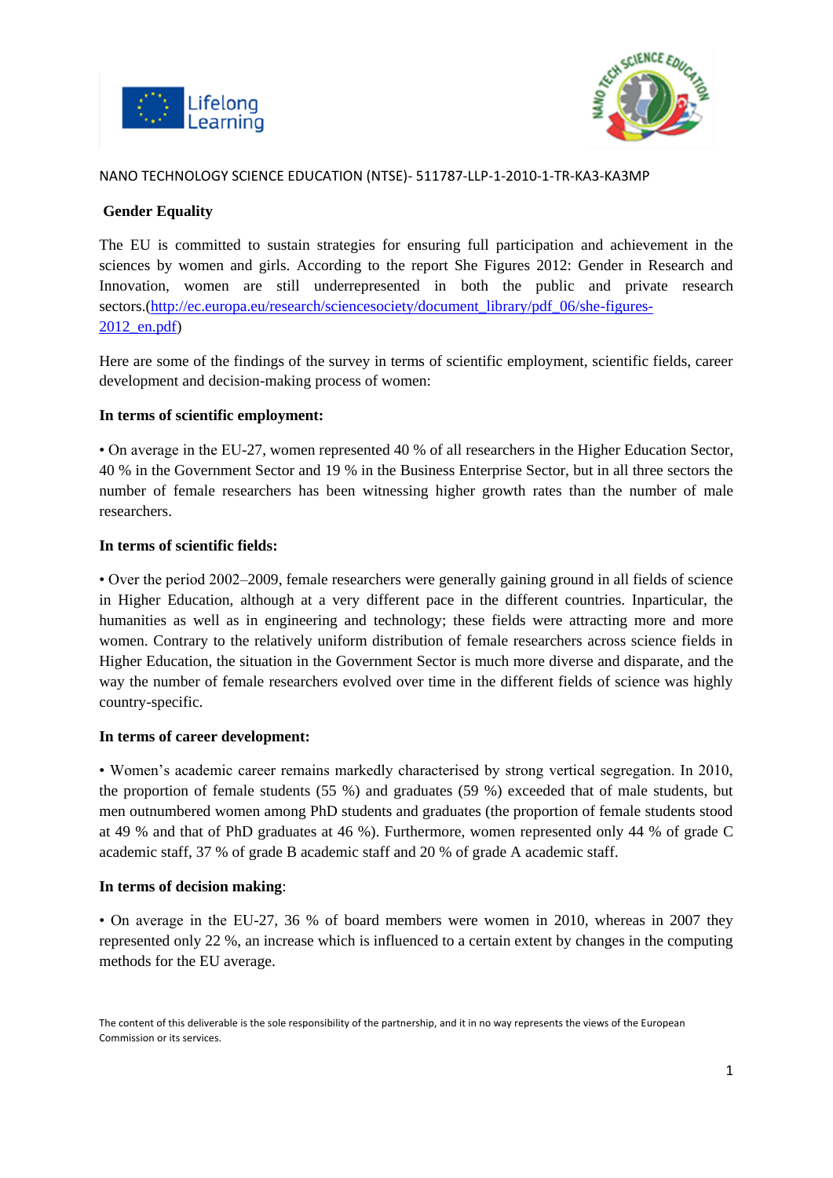NANO TECHNOLOGY SCIENCE EDUCATION (NTSE)- 511787-LLP-1-2010-1-TR-KA3-KA3MP

## Gender Equality

The EU is committed to sustain strategies for ensuring full participation and achievement in the sciences by women and girls. According to the report She Figures 2012: Gender in Research and Innovation, women are still underrepresented in both the public and private research sectors.(http://ec.europa.eu/research/sciencesociety/document_library/pdf_06/she-figures-2012_en.pdf)

Here are some of the findings of the survey in terms of scientific employment, scientific fields, career development and decision-making process of women:

**In terms of scientific employment:**

• On average in the EU-27, women represented 40 % of all researchers in the Higher Education Sector, 40 % in the Government Sector and 19 % in the Business Enterprise Sector, but in all three sectors the number of female researchers has been witnessing higher growth rates than the number of male researchers.

**In terms of scientific fields:**

• Over the period 2002–2009, female researchers were generally gaining ground in all fields of science in Higher Education, although at a very different pace in the different countries. Inparticular, the humanities as well as in engineering and technology; these fields were attracting more and more women. Contrary to the relatively uniform distribution of female researchers across science fields in Higher Education, the situation in the Government Sector is much more diverse and disparate, and the way the number of female researchers evolved over time in the different fields of science was highly country-specific.

**In terms of career development:**

• Women's academic career remains markedly characterised by strong vertical segregation. In 2010, the proportion of female students (55 %) and graduates (59 %) exceeded that of male students, but men outnumbered women among PhD students and graduates (the proportion of female students stood at 49 % and that of PhD graduates at 46 %). Furthermore, women represented only 44 % of grade C academic staff, 37 % of grade B academic staff and 20 % of grade A academic staff.

**In terms of decision making**:

• On average in the EU-27, 36 % of board members were women in 2010, whereas in 2007 they represented only 22 %, an increase which is influenced to a certain extent by changes in the computing methods for the EU average.

The content of this deliverable is the sole responsibility of the partnership, and it in no way represents the views of the European Commission or its services.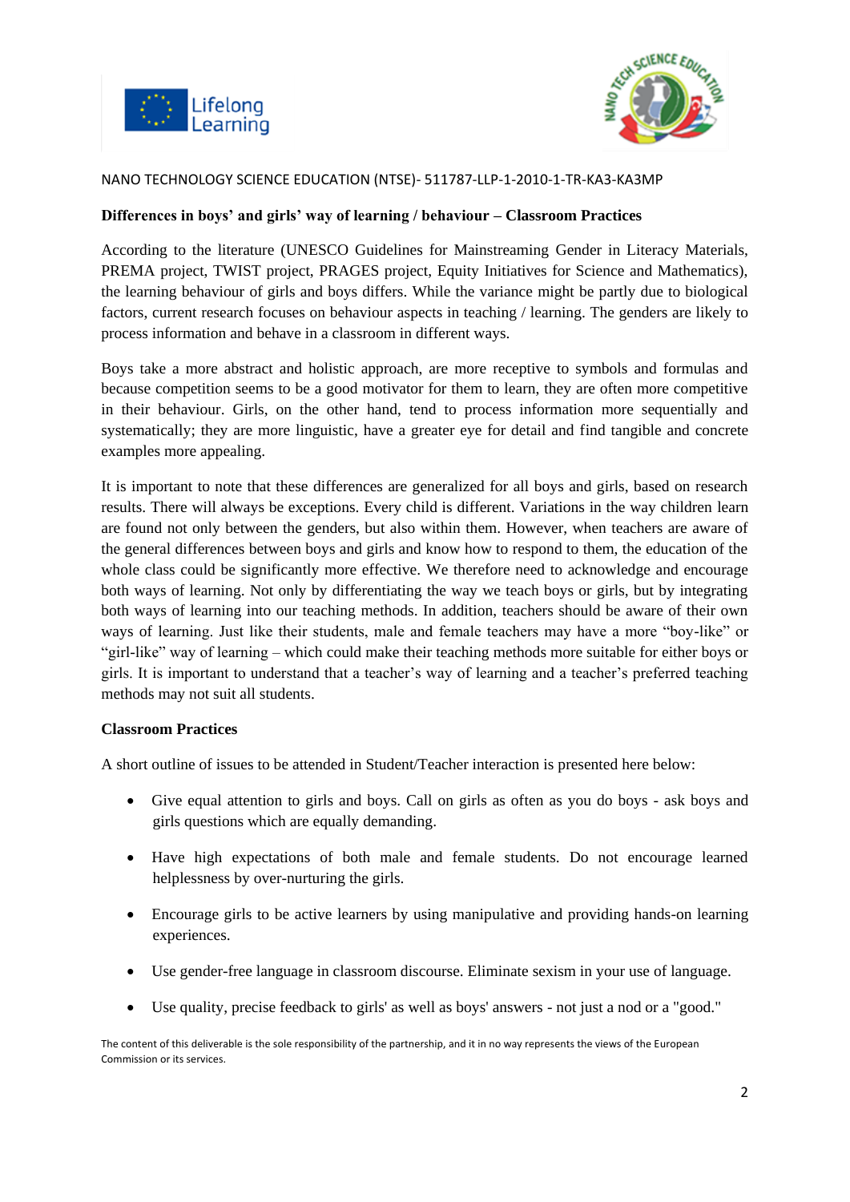NANO TECHNOLOGY SCIENCE EDUCATION (NTSE)- 511787-LLP-1-2010-1-TR-KA3-KA3MP

**Differences in boys' and girls' way of learning / behaviour – Classroom Practices**

According to the literature (UNESCO Guidelines for Mainstreaming Gender in Literacy Materials, PREMA project, TWIST project, PRAGES project, Equity Initiatives for Science and Mathematics), the learning behaviour of girls and boys differs. While the variance might be partly due to biological factors, current research focuses on behaviour aspects in teaching / learning. The genders are likely to process information and behave in a classroom in different ways.

Boys take a more abstract and holistic approach, are more receptive to symbols and formulas and because competition seems to be a good motivator for them to learn, they are often more competitive in their behaviour. Girls, on the other hand, tend to process information more sequentially and systematically; they are more linguistic, have a greater eye for detail and find tangible and concrete examples more appealing.

It is important to note that these differences are generalized for all boys and girls, based on research results. There will always be exceptions. Every child is different. Variations in the way children learn are found not only between the genders, but also within them. However, when teachers are aware of the general differences between boys and girls and know how to respond to them, the education of the whole class could be significantly more effective. We therefore need to acknowledge and encourage both ways of learning. Not only by differentiating the way we teach boys or girls, but by integrating both ways of learning into our teaching methods. In addition, teachers should be aware of their own ways of learning. Just like their students, male and female teachers may have a more "boy-like" or "girl-like" way of learning – which could make their teaching methods more suitable for either boys or girls. It is important to understand that a teacher's way of learning and a teacher's preferred teaching methods may not suit all students.

**Classroom Practices**

A short outline of issues to be attended in Student/Teacher interaction is presented here below:

- Give equal attention to girls and boys. Call on girls as often as you do boys - ask boys and girls questions which are equally demanding.
- Have high expectations of both male and female students. Do not encourage learned helplessness by over-nurturing the girls.
- Encourage girls to be active learners by using manipulative and providing hands-on learning experiences.
- Use gender-free language in classroom discourse. Eliminate sexism in your use of language.
- Use quality, precise feedback to girls' as well as boys' answers - not just a nod or a "good."

The content of this deliverable is the sole responsibility of the partnership, and it in no way represents the views of the European Commission or its services.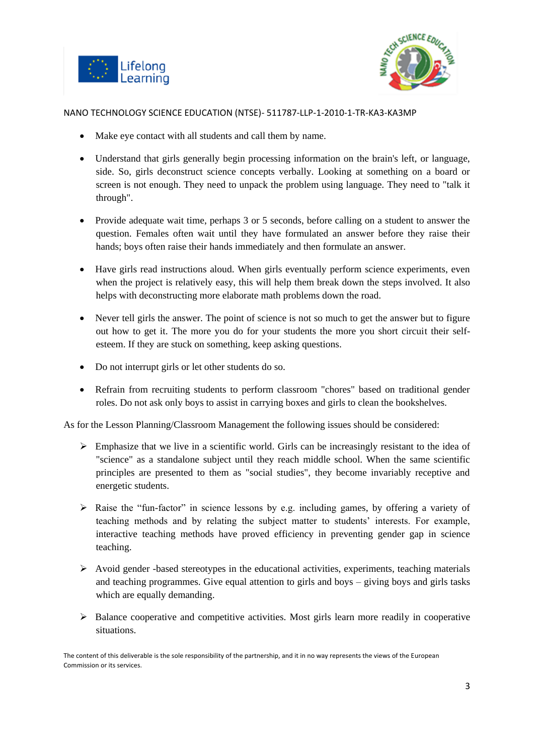- Make eye contact with all students and call them by name.

- Understand that girls generally begin processing information on the brain's left, or language, side. So, girls deconstruct science concepts verbally. Looking at something on a board or screen is not enough. They need to unpack the problem using language. They need to "talk it through".

- Provide adequate wait time, perhaps 3 or 5 seconds, before calling on a student to answer the question. Females often wait until they have formulated an answer before they raise their hands; boys often raise their hands immediately and then formulate an answer.

- Have girls read instructions aloud. When girls eventually perform science experiments, even when the project is relatively easy, this will help them break down the steps involved. It also helps with deconstructing more elaborate math problems down the road.

- Never tell girls the answer. The point of science is not so much to get the answer but to figure out how to get it. The more you do for your students the more you short circuit their self-esteem. If they are stuck on something, keep asking questions.

- Do not interrupt girls or let other students do so.

- Refrain from recruiting students to perform classroom "chores" based on traditional gender roles. Do not ask only boys to assist in carrying boxes and girls to clean the bookshelves.

As for the Lesson Planning/Classroom Management the following issues should be considered:

- Emphasize that we live in a scientific world. Girls can be increasingly resistant to the idea of "science" as a standalone subject until they reach middle school. When the same scientific principles are presented to them as "social studies", they become invariably receptive and energetic students.

- Raise the "fun-factor" in science lessons by e.g. including games, by offering a variety of teaching methods and by relating the subject matter to students' interests. For example, interactive teaching methods have proved efficiency in preventing gender gap in science teaching.

- Avoid gender -based stereotypes in the educational activities, experiments, teaching materials and teaching programmes. Give equal attention to girls and boys – giving boys and girls tasks which are equally demanding.

- Balance cooperative and competitive activities. Most girls learn more readily in cooperative situations.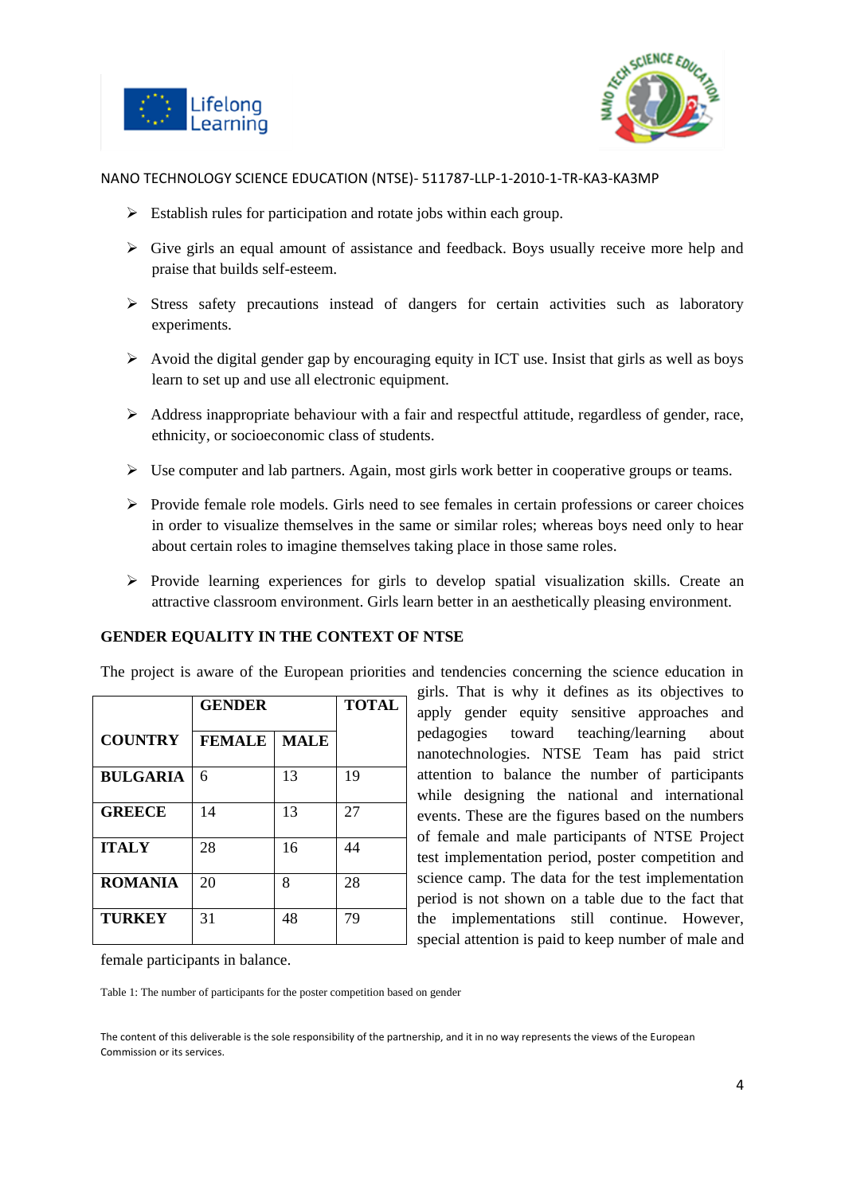- Establish rules for participation and rotate jobs within each group.
- Give girls an equal amount of assistance and feedback. Boys usually receive more help and praise that builds self-esteem.
- Stress safety precautions instead of dangers for certain activities such as laboratory experiments.
- Avoid the digital gender gap by encouraging equity in ICT use. Insist that girls as well as boys learn to set up and use all electronic equipment.
- Address inappropriate behaviour with a fair and respectful attitude, regardless of gender, race, ethnicity, or socioeconomic class of students.
- Use computer and lab partners. Again, most girls work better in cooperative groups or teams.
- Provide female role models. Girls need to see females in certain professions or career choices in order to visualize themselves in the same or similar roles; whereas boys need only to hear about certain roles to imagine themselves taking place in those same roles.
- Provide learning experiences for girls to develop spatial visualization skills. Create an attractive classroom environment. Girls learn better in an aesthetically pleasing environment.

**GENDER EQUALITY IN THE CONTEXT OF NTSE**

The project is aware of the European priorities and tendencies concerning the science education in girls. That is why it defines as its objectives to apply gender equity sensitive approaches and pedagogies toward teaching/learning about nanotechnologies. NTSE Team has paid strict attention to balance the number of participants while designing the national and international events. These are the figures based on the numbers of female and male participants of NTSE Project test implementation period, poster competition and science camp. The data for the test implementation period is not shown on a table due to the fact that the implementations still continue. However, special attention is paid to keep number of male and female participants in balance.

| COUNTRY | GENDER | | TOTAL |
|---|---|---|---|
| | FEMALE | MALE | |
| BULGARIA | 6 | 13 | 19 |
| GREECE | 14 | 13 | 27 |
| ITALY | 28 | 16 | 44 |
| ROMANIA | 20 | 8 | 28 |
| TURKEY | 31 | 48 | 79 |

Table 1: The number of participants for the poster competition based on gender

The content of this deliverable is the sole responsibility of the partnership, and it in no way represents the views of the European Commission or its services.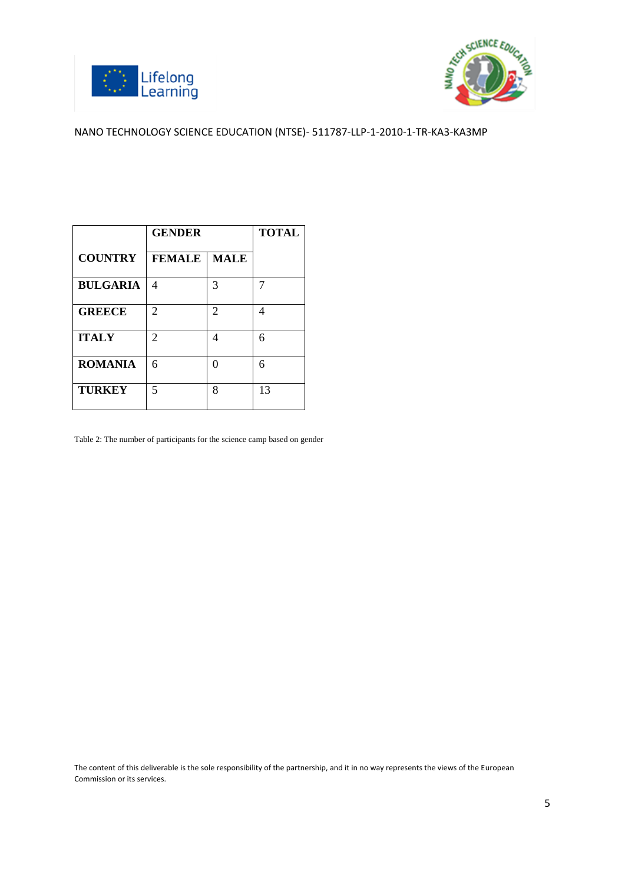| COUNTRY | GENDER | | TOTAL |
|---|---|---|---|
| | FEMALE | MALE | |
| **BULGARIA** | 4 | 3 | 7 |
| **GREECE** | 2 | 2 | 4 |
| **ITALY** | 2 | 4 | 6 |
| **ROMANIA** | 6 | 0 | 6 |
| **TURKEY** | 5 | 8 | 13 |

Table 2: The number of participants for the science camp based on gender